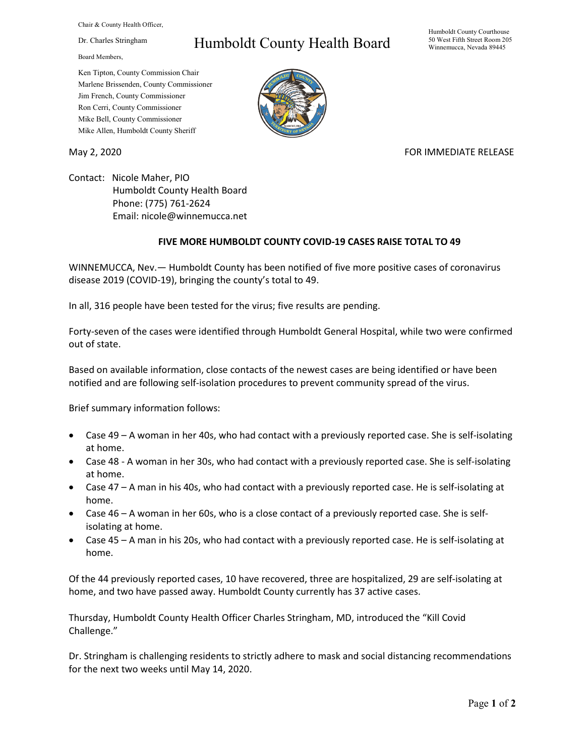Chair & County Health Officer,

Dr. Charles Stringham

Board Members,

Ken Tipton, County Commission Chair
Marlene Brissenden, County Commissioner
Jim French, County Commissioner
Ron Cerri, County Commissioner
Mike Bell, County Commissioner
Mike Allen, Humboldt County Sheriff

# Humboldt County Health Board

Humboldt County Courthouse
50 West Fifth Street Room 205
Winnemucca, Nevada 89445

May 2, 2020

FOR IMMEDIATE RELEASE

Contact: Nicole Maher, PIO
Humboldt County Health Board
Phone: (775) 761-2624
Email: nicole@winnemucca.net

**FIVE MORE HUMBOLDT COUNTY COVID-19 CASES RAISE TOTAL TO 49**

WINNEMUCCA, Nev.— Humboldt County has been notified of five more positive cases of coronavirus disease 2019 (COVID-19), bringing the county's total to 49.

In all, 316 people have been tested for the virus; five results are pending.

Forty-seven of the cases were identified through Humboldt General Hospital, while two were confirmed out of state.

Based on available information, close contacts of the newest cases are being identified or have been notified and are following self-isolation procedures to prevent community spread of the virus.

Brief summary information follows:

- Case 49 – A woman in her 40s, who had contact with a previously reported case. She is self-isolating at home.
- Case 48 - A woman in her 30s, who had contact with a previously reported case. She is self-isolating at home.
- Case 47 – A man in his 40s, who had contact with a previously reported case. He is self-isolating at home.
- Case 46 – A woman in her 60s, who is a close contact of a previously reported case. She is self-isolating at home.
- Case 45 – A man in his 20s, who had contact with a previously reported case. He is self-isolating at home.

Of the 44 previously reported cases, 10 have recovered, three are hospitalized, 29 are self-isolating at home, and two have passed away. Humboldt County currently has 37 active cases.

Thursday, Humboldt County Health Officer Charles Stringham, MD, introduced the "Kill Covid Challenge."

Dr. Stringham is challenging residents to strictly adhere to mask and social distancing recommendations for the next two weeks until May 14, 2020.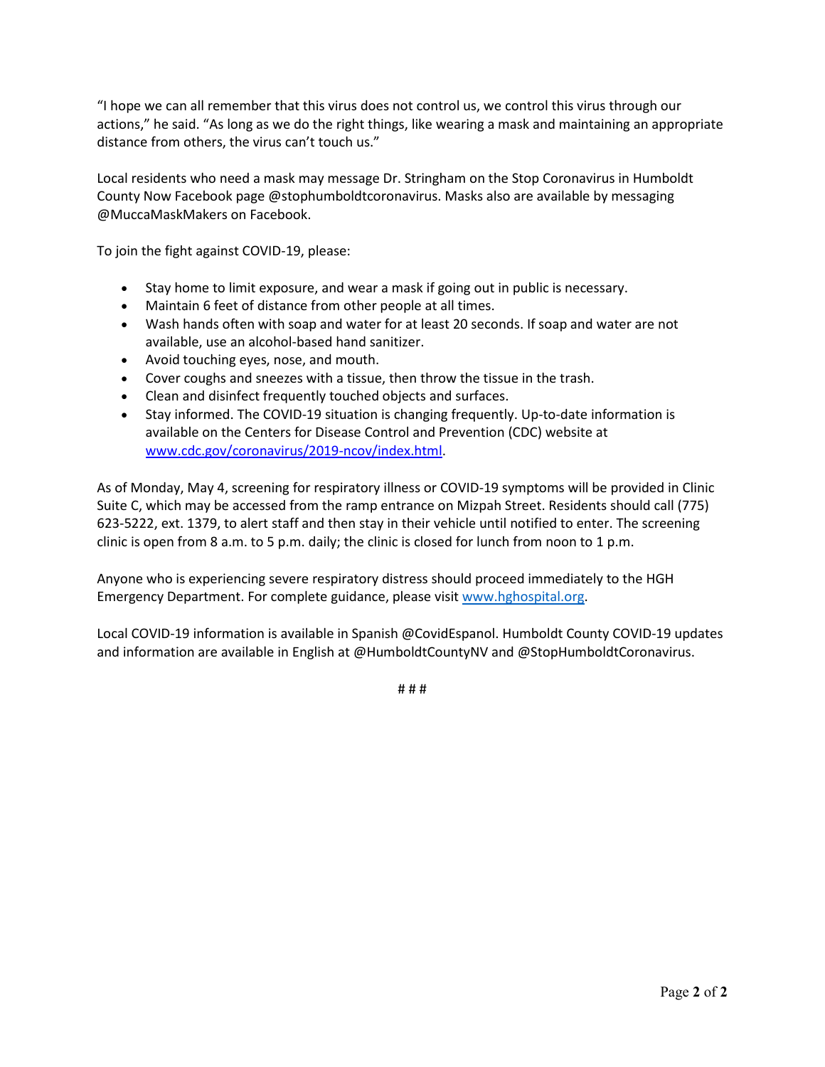"I hope we can all remember that this virus does not control us, we control this virus through our actions," he said. "As long as we do the right things, like wearing a mask and maintaining an appropriate distance from others, the virus can't touch us."

Local residents who need a mask may message Dr. Stringham on the Stop Coronavirus in Humboldt County Now Facebook page @stophumboldtcoronavirus. Masks also are available by messaging @MuccaMaskMakers on Facebook.

To join the fight against COVID-19, please:

- Stay home to limit exposure, and wear a mask if going out in public is necessary.
- Maintain 6 feet of distance from other people at all times.
- Wash hands often with soap and water for at least 20 seconds. If soap and water are not available, use an alcohol-based hand sanitizer.
- Avoid touching eyes, nose, and mouth.
- Cover coughs and sneezes with a tissue, then throw the tissue in the trash.
- Clean and disinfect frequently touched objects and surfaces.
- Stay informed. The COVID-19 situation is changing frequently. Up-to-date information is available on the Centers for Disease Control and Prevention (CDC) website at [www.cdc.gov/coronavirus/2019-ncov/index.html](www.cdc.gov/coronavirus/2019-ncov/index.html).

As of Monday, May 4, screening for respiratory illness or COVID-19 symptoms will be provided in Clinic Suite C, which may be accessed from the ramp entrance on Mizpah Street. Residents should call (775) 623-5222, ext. 1379, to alert staff and then stay in their vehicle until notified to enter. The screening clinic is open from 8 a.m. to 5 p.m. daily; the clinic is closed for lunch from noon to 1 p.m.

Anyone who is experiencing severe respiratory distress should proceed immediately to the HGH Emergency Department. For complete guidance, please visit [www.hghospital.org](www.hghospital.org).

Local COVID-19 information is available in Spanish @CovidEspanol. Humboldt County COVID-19 updates and information are available in English at @HumboldtCountyNV and @StopHumboldtCoronavirus.

# # #